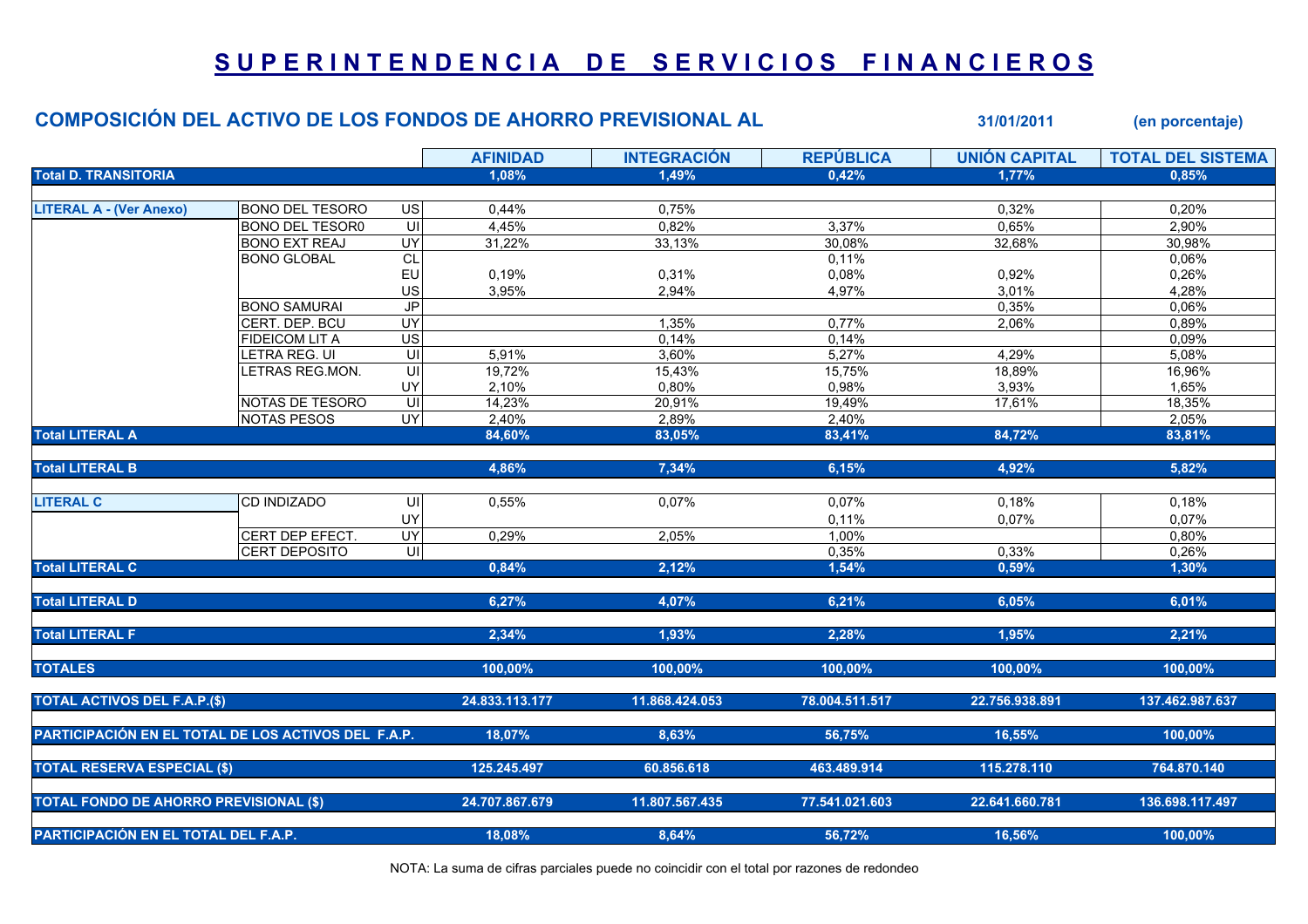# SUPERINTENDENCIA DE SERVICIOS FINANCIEROS

## COMPOSICIÓN DEL ACTIVO DE LOS FONDOS DE AHORRO PREVISIONAL AL 31/01/2011 (en porcentaje)

| | | | AFINIDAD | INTEGRACIÓN | REPÚBLICA | UNIÓN CAPITAL | TOTAL DEL SISTEMA |
|---|---|---|---|---|---|---|---|
| **Total D. TRANSITORIA** | | | **1,08%** | **1,49%** | **0,42%** | **1,77%** | **0,85%** |
| **LITERAL A - (Ver Anexo)** | BONO DEL TESORO | US | 0,44% | 0,75% | | 0,32% | 0,20% |
| | BONO DEL TESOR0 | UI | 4,45% | 0,82% | 3,37% | 0,65% | 2,90% |
| | BONO EXT REAJ | UY | 31,22% | 33,13% | 30,08% | 32,68% | 30,98% |
| | BONO GLOBAL | CL | | | 0,11% | | 0,06% |
| | | EU | 0,19% | 0,31% | 0,08% | 0,92% | 0,26% |
| | | US | 3,95% | 2,94% | 4,97% | 3,01% | 4,28% |
| | BONO SAMURAI | JP | | | | 0,35% | 0,06% |
| | CERT. DEP. BCU | UY | | 1,35% | 0,77% | 2,06% | 0,89% |
| | FIDEICOM LIT A | US | | 0,14% | 0,14% | | 0,09% |
| | LETRA REG. UI | UI | 5,91% | 3,60% | 5,27% | 4,29% | 5,08% |
| | LETRAS REG.MON. | UI | 19,72% | 15,43% | 15,75% | 18,89% | 16,96% |
| | | UY | 2,10% | 0,80% | 0,98% | 3,93% | 1,65% |
| | NOTAS DE TESORO | UI | 14,23% | 20,91% | 19,49% | 17,61% | 18,35% |
| | NOTAS PESOS | UY | 2,40% | 2,89% | 2,40% | | 2,05% |
| **Total LITERAL A** | | | **84,60%** | **83,05%** | **83,41%** | **84,72%** | **83,81%** |
| **Total LITERAL B** | | | **4,86%** | **7,34%** | **6,15%** | **4,92%** | **5,82%** |
| **LITERAL C** | CD INDIZADO | UI | 0,55% | 0,07% | 0,07% | 0,18% | 0,18% |
| | | UY | | | 0,11% | 0,07% | 0,07% |
| | CERT DEP EFECT. | UY | 0,29% | 2,05% | 1,00% | | 0,80% |
| | CERT DEPOSITO | UI | | | 0,35% | 0,33% | 0,26% |
| **Total LITERAL C** | | | **0,84%** | **2,12%** | **1,54%** | **0,59%** | **1,30%** |
| **Total LITERAL D** | | | **6,27%** | **4,07%** | **6,21%** | **6,05%** | **6,01%** |
| **Total LITERAL F** | | | **2,34%** | **1,93%** | **2,28%** | **1,95%** | **2,21%** |
| **TOTALES** | | | **100,00%** | **100,00%** | **100,00%** | **100,00%** | **100,00%** |
| **TOTAL ACTIVOS DEL F.A.P.($)** | | | **24.833.113.177** | **11.868.424.053** | **78.004.511.517** | **22.756.938.891** | **137.462.987.637** |
| **PARTICIPACIÓN EN EL TOTAL DE LOS ACTIVOS DEL F.A.P.** | | | **18,07%** | **8,63%** | **56,75%** | **16,55%** | **100,00%** |
| **TOTAL RESERVA ESPECIAL ($)** | | | **125.245.497** | **60.856.618** | **463.489.914** | **115.278.110** | **764.870.140** |
| **TOTAL FONDO DE AHORRO PREVISIONAL ($)** | | | **24.707.867.679** | **11.807.567.435** | **77.541.021.603** | **22.641.660.781** | **136.698.117.497** |
| **PARTICIPACIÓN EN EL TOTAL DEL F.A.P.** | | | **18,08%** | **8,64%** | **56,72%** | **16,56%** | **100,00%** |

NOTA: La suma de cifras parciales puede no coincidir con el total por razones de redondeo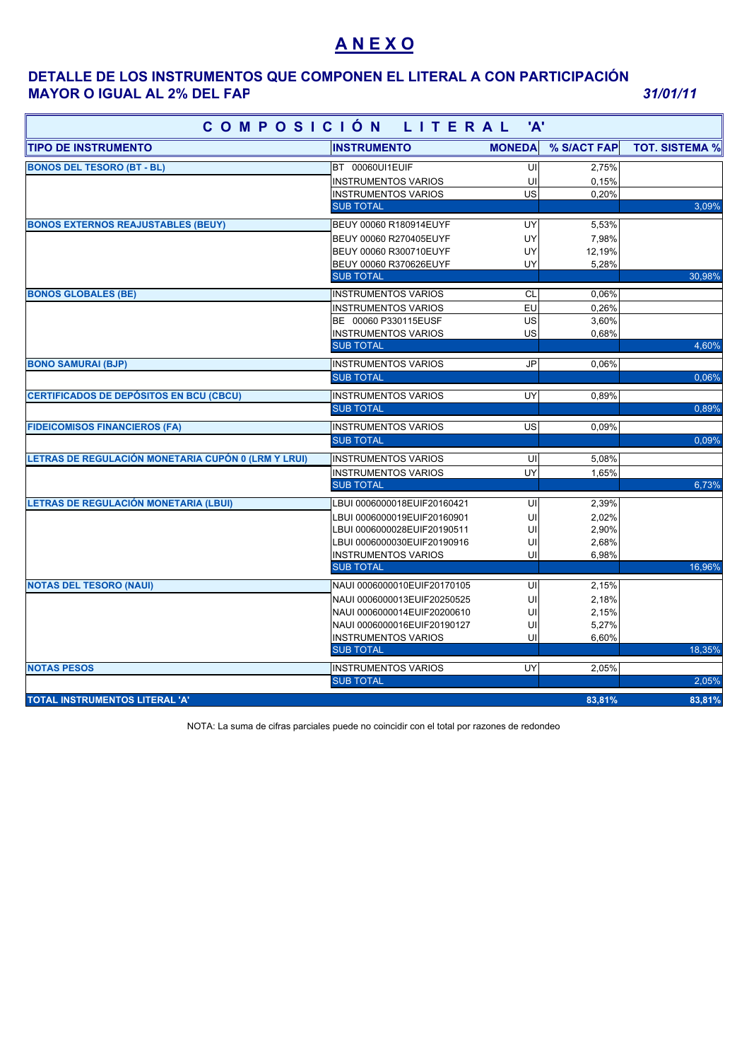# A N E X O

## DETALLE DE LOS INSTRUMENTOS QUE COMPONEN EL LITERAL A CON PARTICIPACIÓN MAYOR O IGUAL AL 2% DEL FAP

*31/01/11*

| COMPOSICIÓN LITERAL 'A' | | | | |
|---|---|---|---|---|
| **TIPO DE INSTRUMENTO** | **INSTRUMENTO** | **MONEDA** | **% S/ACT FAP** | **TOT. SISTEMA %** |
| **BONOS DEL TESORO (BT - BL)** | BT 00060UI1EUIF | UI | 2,75% | |
| | INSTRUMENTOS VARIOS | UI | 0,15% | |
| | INSTRUMENTOS VARIOS | US | 0,20% | |
| | SUB TOTAL | | | 3,09% |
| **BONOS EXTERNOS REAJUSTABLES (BEUY)** | BEUY 00060 R180914EUYF | UY | 5,53% | |
| | BEUY 00060 R270405EUYF | UY | 7,98% | |
| | BEUY 00060 R300710EUYF | UY | 12,19% | |
| | BEUY 00060 R370626EUYF | UY | 5,28% | |
| | SUB TOTAL | | | 30,98% |
| **BONOS GLOBALES (BE)** | INSTRUMENTOS VARIOS | CL | 0,06% | |
| | INSTRUMENTOS VARIOS | EU | 0,26% | |
| | BE 00060 P330115EUSF | US | 3,60% | |
| | INSTRUMENTOS VARIOS | US | 0,68% | |
| | SUB TOTAL | | | 4,60% |
| **BONO SAMURAI (BJP)** | INSTRUMENTOS VARIOS | JP | 0,06% | |
| | SUB TOTAL | | | 0,06% |
| **CERTIFICADOS DE DEPÓSITOS EN BCU (CBCU)** | INSTRUMENTOS VARIOS | UY | 0,89% | |
| | SUB TOTAL | | | 0,89% |
| **FIDEICOMISOS FINANCIEROS (FA)** | INSTRUMENTOS VARIOS | US | 0,09% | |
| | SUB TOTAL | | | 0,09% |
| **LETRAS DE REGULACIÓN MONETARIA CUPÓN 0 (LRM Y LRUI)** | INSTRUMENTOS VARIOS | UI | 5,08% | |
| | INSTRUMENTOS VARIOS | UY | 1,65% | |
| | SUB TOTAL | | | 6,73% |
| **LETRAS DE REGULACIÓN MONETARIA (LBUI)** | LBUI 0006000018EUIF20160421 | UI | 2,39% | |
| | LBUI 0006000019EUIF20160901 | UI | 2,02% | |
| | LBUI 0006000028EUIF20190511 | UI | 2,90% | |
| | LBUI 0006000030EUIF20190916 | UI | 2,68% | |
| | INSTRUMENTOS VARIOS | UI | 6,98% | |
| | SUB TOTAL | | | 16,96% |
| **NOTAS DEL TESORO (NAUI)** | NAUI 0006000010EUIF20170105 | UI | 2,15% | |
| | NAUI 0006000013EUIF20250525 | UI | 2,18% | |
| | NAUI 0006000014EUIF20200610 | UI | 2,15% | |
| | NAUI 0006000016EUIF20190127 | UI | 5,27% | |
| | INSTRUMENTOS VARIOS | UI | 6,60% | |
| | SUB TOTAL | | | 18,35% |
| **NOTAS PESOS** | INSTRUMENTOS VARIOS | UY | 2,05% | |
| | SUB TOTAL | | | 2,05% |
| **TOTAL INSTRUMENTOS LITERAL 'A'** | | | **83,81%** | **83,81%** |

NOTA: La suma de cifras parciales puede no coincidir con el total por razones de redondeo